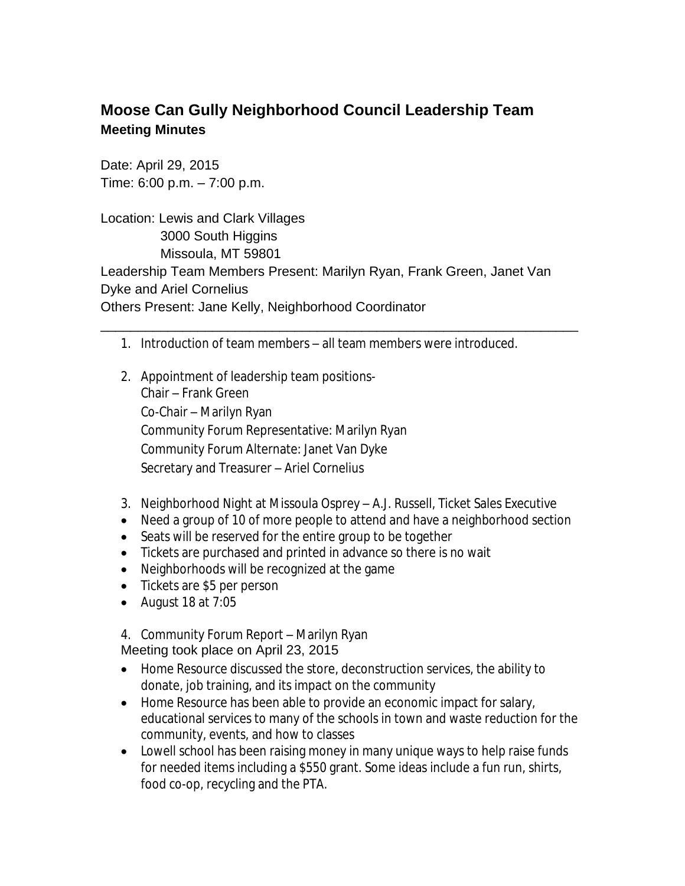# Moose Can Gully Neighborhood Council Leadership Team

## Meeting Minutes

Date: April 29, 2015
Time: 6:00 p.m. – 7:00 p.m.

Location: Lewis and Clark Villages
3000 South Higgins
Missoula, MT 59801

Leadership Team Members Present: Marilyn Ryan, Frank Green, Janet Van Dyke and Ariel Cornelius

Others Present: Jane Kelly, Neighborhood Coordinator

---

1. Introduction of team members – all team members were introduced.

2. Appointment of leadership team positions-
   Chair – Frank Green
   Co-Chair – Marilyn Ryan
   Community Forum Representative: Marilyn Ryan
   Community Forum Alternate: Janet Van Dyke
   Secretary and Treasurer – Ariel Cornelius

3. Neighborhood Night at Missoula Osprey – A.J. Russell, Ticket Sales Executive

- Need a group of 10 of more people to attend and have a neighborhood section
- Seats will be reserved for the entire group to be together
- Tickets are purchased and printed in advance so there is no wait
- Neighborhoods will be recognized at the game
- Tickets are $5 per person
- August 18 at 7:05

4. Community Forum Report – Marilyn Ryan

Meeting took place on April 23, 2015

- Home Resource discussed the store, deconstruction services, the ability to donate, job training, and its impact on the community
- Home Resource has been able to provide an economic impact for salary, educational services to many of the schools in town and waste reduction for the community, events, and how to classes
- Lowell school has been raising money in many unique ways to help raise funds for needed items including a $550 grant. Some ideas include a fun run, shirts, food co-op, recycling and the PTA.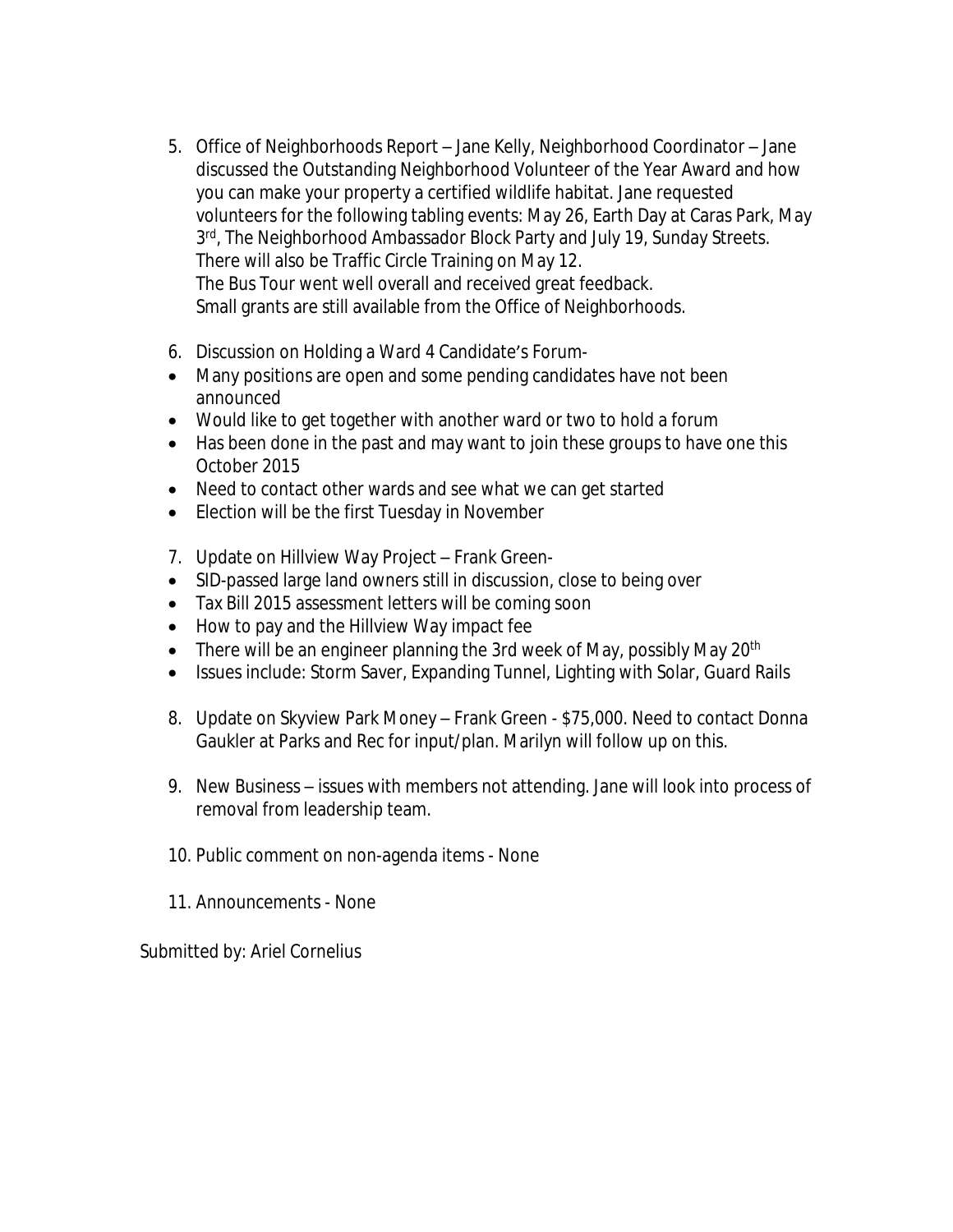5. Office of Neighborhoods Report – Jane Kelly, Neighborhood Coordinator – Jane discussed the Outstanding Neighborhood Volunteer of the Year Award and how you can make your property a certified wildlife habitat. Jane requested volunteers for the following tabling events: May 26, Earth Day at Caras Park, May 3rd, The Neighborhood Ambassador Block Party and July 19, Sunday Streets. There will also be Traffic Circle Training on May 12.
   The Bus Tour went well overall and received great feedback.
   Small grants are still available from the Office of Neighborhoods.

6. Discussion on Holding a Ward 4 Candidate's Forum-

- Many positions are open and some pending candidates have not been announced
- Would like to get together with another ward or two to hold a forum
- Has been done in the past and may want to join these groups to have one this October 2015
- Need to contact other wards and see what we can get started
- Election will be the first Tuesday in November

7. Update on Hillview Way Project – Frank Green-

- SID-passed large land owners still in discussion, close to being over
- Tax Bill 2015 assessment letters will be coming soon
- How to pay and the Hillview Way impact fee
- There will be an engineer planning the 3rd week of May, possibly May 20th
- Issues include: Storm Saver, Expanding Tunnel, Lighting with Solar, Guard Rails

8. Update on Skyview Park Money – Frank Green - $75,000. Need to contact Donna Gaukler at Parks and Rec for input/plan. Marilyn will follow up on this.

9. New Business – issues with members not attending. Jane will look into process of removal from leadership team.

10. Public comment on non-agenda items - None

11. Announcements - None

Submitted by: Ariel Cornelius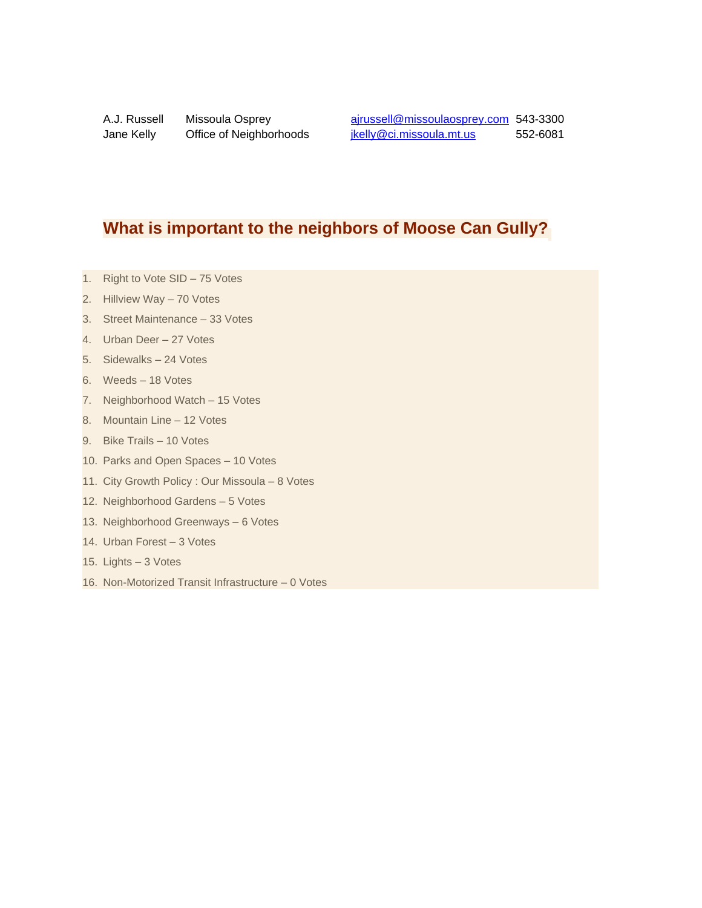| | | | |
|---|---|---|---|
| A.J. Russell | Missoula Osprey | ajrussell@missoulaosprey.com | 543-3300 |
| Jane Kelly | Office of Neighborhoods | jkelly@ci.missoula.mt.us | 552-6081 |

## What is important to the neighbors of Moose Can Gully?

1. Right to Vote SID – 75 Votes
2. Hillview Way – 70 Votes
3. Street Maintenance – 33 Votes
4. Urban Deer – 27 Votes
5. Sidewalks – 24 Votes
6. Weeds – 18 Votes
7. Neighborhood Watch – 15 Votes
8. Mountain Line – 12 Votes
9. Bike Trails – 10 Votes
10. Parks and Open Spaces – 10 Votes
11. City Growth Policy : Our Missoula – 8 Votes
12. Neighborhood Gardens – 5 Votes
13. Neighborhood Greenways – 6 Votes
14. Urban Forest – 3 Votes
15. Lights – 3 Votes
16. Non-Motorized Transit Infrastructure – 0 Votes